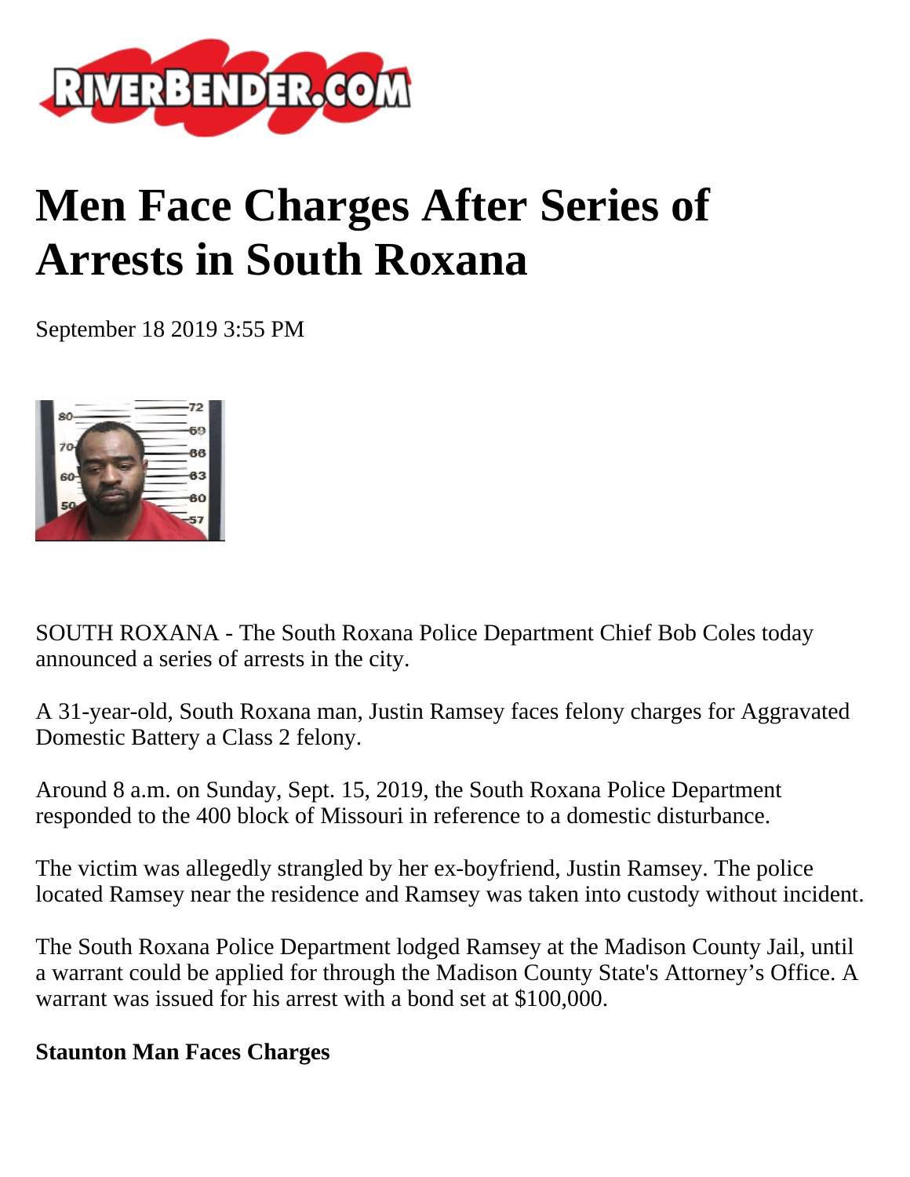# Men Face Charges After Series of Arrests in South Roxana

September 18 2019 3:55 PM

SOUTH ROXANA - The South Roxana Police Department Chief Bob Coles today announced a series of arrests in the city.

A 31-year-old, South Roxana man, Justin Ramsey faces felony charges for Aggravated Domestic Battery a Class 2 felony.

Around 8 a.m. on Sunday, Sept. 15, 2019, the South Roxana Police Department responded to the 400 block of Missouri in reference to a domestic disturbance.

The victim was allegedly strangled by her ex-boyfriend, Justin Ramsey. The police located Ramsey near the residence and Ramsey was taken into custody without incident.

The South Roxana Police Department lodged Ramsey at the Madison County Jail, until a warrant could be applied for through the Madison County State's Attorney's Office. A warrant was issued for his arrest with a bond set at $100,000.

**Staunton Man Faces Charges**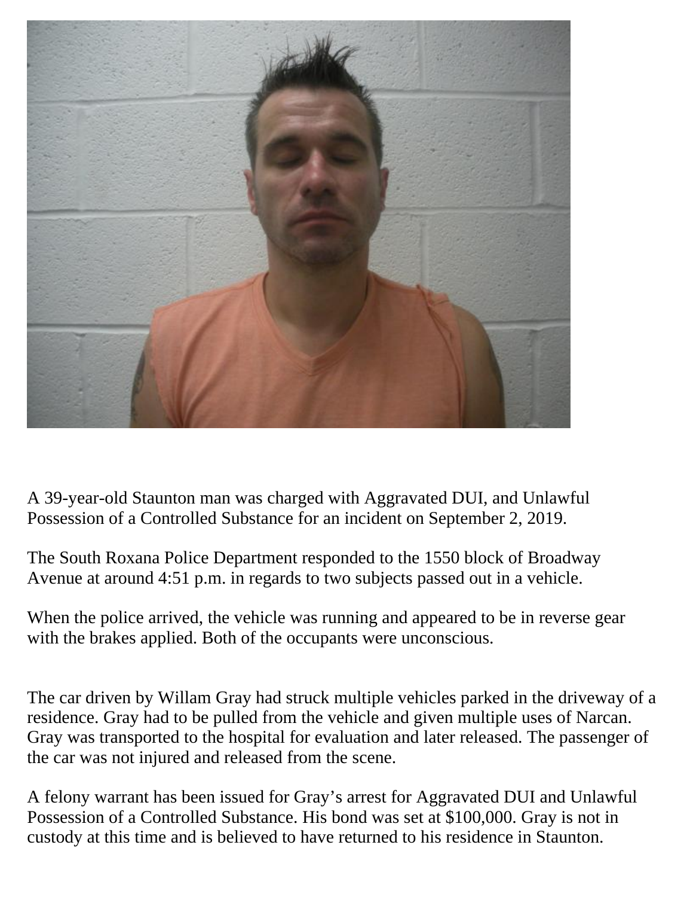A 39-year-old Staunton man was charged with Aggravated DUI, and Unlawful Possession of a Controlled Substance for an incident on September 2, 2019.

The South Roxana Police Department responded to the 1550 block of Broadway Avenue at around 4:51 p.m. in regards to two subjects passed out in a vehicle.

When the police arrived, the vehicle was running and appeared to be in reverse gear with the brakes applied. Both of the occupants were unconscious.

The car driven by Willam Gray had struck multiple vehicles parked in the driveway of a residence. Gray had to be pulled from the vehicle and given multiple uses of Narcan. Gray was transported to the hospital for evaluation and later released. The passenger of the car was not injured and released from the scene.

A felony warrant has been issued for Gray's arrest for Aggravated DUI and Unlawful Possession of a Controlled Substance. His bond was set at $100,000. Gray is not in custody at this time and is believed to have returned to his residence in Staunton.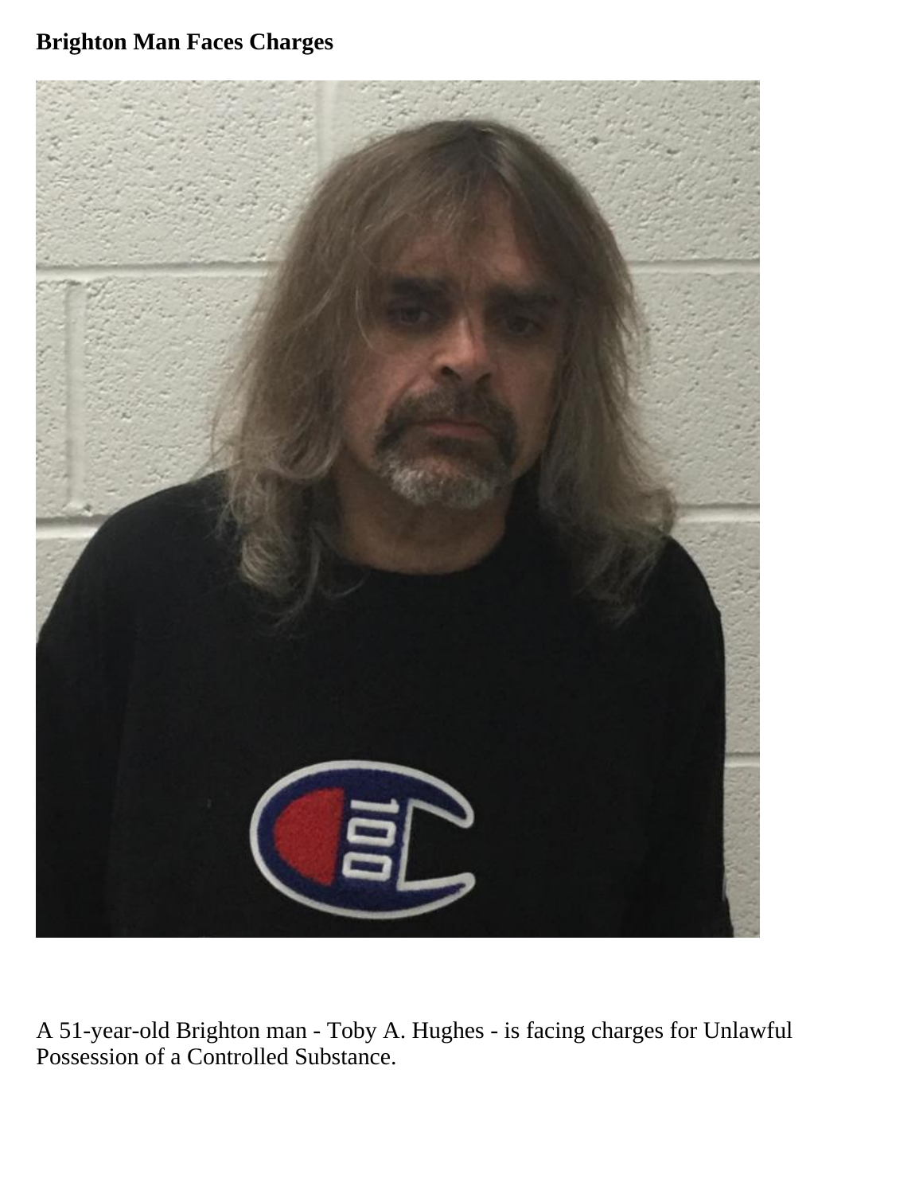**Brighton Man Faces Charges**

A 51-year-old Brighton man - Toby A. Hughes - is facing charges for Unlawful Possession of a Controlled Substance.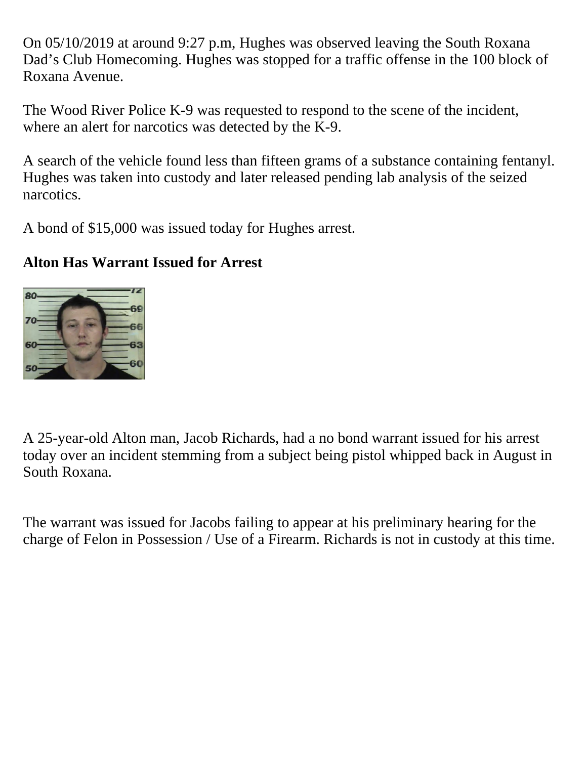On 05/10/2019 at around 9:27 p.m, Hughes was observed leaving the South Roxana Dad's Club Homecoming. Hughes was stopped for a traffic offense in the 100 block of Roxana Avenue.

The Wood River Police K-9 was requested to respond to the scene of the incident, where an alert for narcotics was detected by the K-9.

A search of the vehicle found less than fifteen grams of a substance containing fentanyl. Hughes was taken into custody and later released pending lab analysis of the seized narcotics.

A bond of $15,000 was issued today for Hughes arrest.

**Alton Has Warrant Issued for Arrest**

A 25-year-old Alton man, Jacob Richards, had a no bond warrant issued for his arrest today over an incident stemming from a subject being pistol whipped back in August in South Roxana.

The warrant was issued for Jacobs failing to appear at his preliminary hearing for the charge of Felon in Possession / Use of a Firearm. Richards is not in custody at this time.